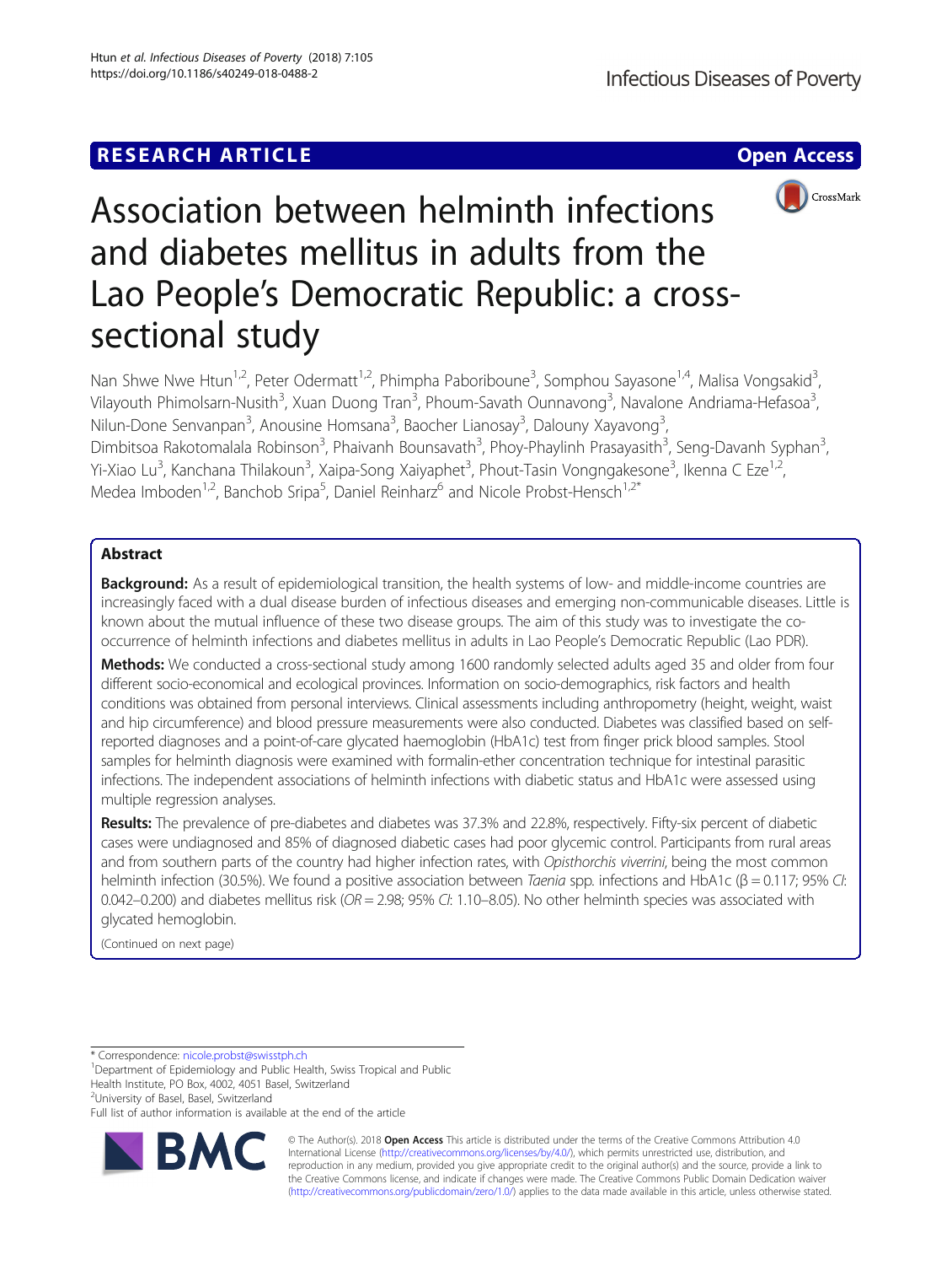RESEARCH ARTICLE

Open Access

# Association between helminth infections and diabetes mellitus in adults from the Lao People's Democratic Republic: a cross-sectional study

Nan Shwe Nwe Htun[1,2], Peter Odermatt[1,2], Phimpha Paboriboune[3], Somphou Sayasone[1,4], Malisa Vongsakid[3], Vilayouth Phimolsarn-Nusith[3], Xuan Duong Tran[3], Phoum-Savath Ounnavong[3], Navalone Andriama-Hefasoa[3], Nilun-Done Senvanpan[3], Anousine Homsana[3], Baocher Lianosay[3], Dalouny Xayavong[3], Dimbitsoa Rakotomalala Robinson[3], Phaivanh Bounsavath[3], Phoy-Phaylinh Prasayasith[3], Seng-Davanh Syphan[3], Yi-Xiao Lu[3], Kanchana Thilakoun[3], Xaipa-Song Xaiyaphet[3], Phout-Tasin Vongngakesone[3], Ikenna C Eze[1,2], Medea Imboden[1,2], Banchob Sripa[5], Daniel Reinharz[6] and Nicole Probst-Hensch[1,2*]

## Abstract

**Background:** As a result of epidemiological transition, the health systems of low- and middle-income countries are increasingly faced with a dual disease burden of infectious diseases and emerging non-communicable diseases. Little is known about the mutual influence of these two disease groups. The aim of this study was to investigate the co-occurrence of helminth infections and diabetes mellitus in adults in Lao People's Democratic Republic (Lao PDR).

**Methods:** We conducted a cross-sectional study among 1600 randomly selected adults aged 35 and older from four different socio-economical and ecological provinces. Information on socio-demographics, risk factors and health conditions was obtained from personal interviews. Clinical assessments including anthropometry (height, weight, waist and hip circumference) and blood pressure measurements were also conducted. Diabetes was classified based on self-reported diagnoses and a point-of-care glycated haemoglobin (HbA1c) test from finger prick blood samples. Stool samples for helminth diagnosis were examined with formalin-ether concentration technique for intestinal parasitic infections. The independent associations of helminth infections with diabetic status and HbA1c were assessed using multiple regression analyses.

**Results:** The prevalence of pre-diabetes and diabetes was 37.3% and 22.8%, respectively. Fifty-six percent of diabetic cases were undiagnosed and 85% of diagnosed diabetic cases had poor glycemic control. Participants from rural areas and from southern parts of the country had higher infection rates, with *Opisthorchis viverrini*, being the most common helminth infection (30.5%). We found a positive association between *Taenia* spp. infections and HbA1c (β = 0.117; 95% *CI*: 0.042–0.200) and diabetes mellitus risk (*OR* = 2.98; 95% *CI*: 1.10–8.05). No other helminth species was associated with glycated hemoglobin.

(Continued on next page)

* Correspondence: nicole.probst@swisstph.ch
[1]Department of Epidemiology and Public Health, Swiss Tropical and Public Health Institute, PO Box, 4002, 4051 Basel, Switzerland
[2]University of Basel, Basel, Switzerland
Full list of author information is available at the end of the article

© The Author(s). 2018 **Open Access** This article is distributed under the terms of the Creative Commons Attribution 4.0 International License (http://creativecommons.org/licenses/by/4.0/), which permits unrestricted use, distribution, and reproduction in any medium, provided you give appropriate credit to the original author(s) and the source, provide a link to the Creative Commons license, and indicate if changes were made. The Creative Commons Public Domain Dedication waiver (http://creativecommons.org/publicdomain/zero/1.0/) applies to the data made available in this article, unless otherwise stated.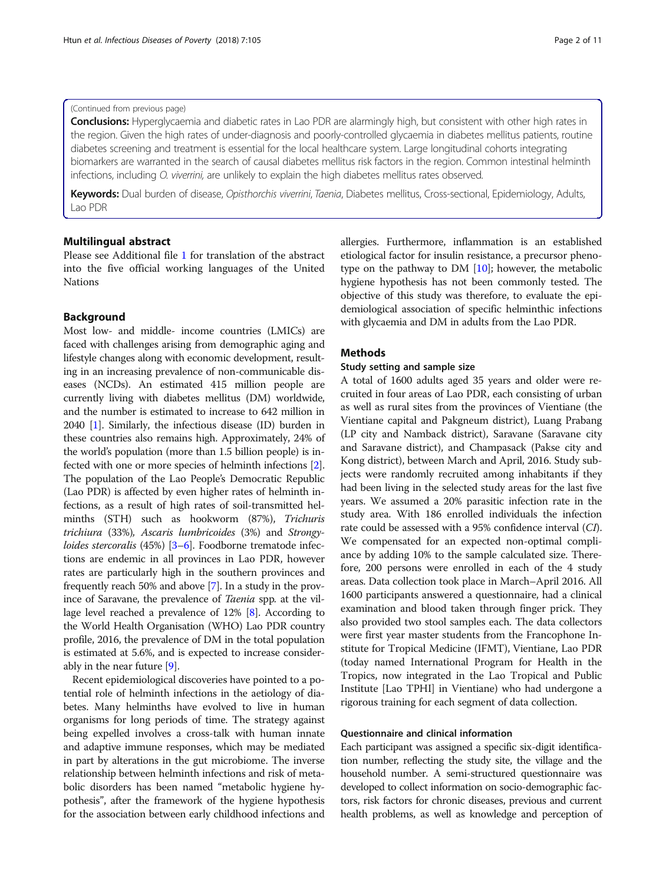(Continued from previous page)

**Conclusions:** Hyperglycaemia and diabetic rates in Lao PDR are alarmingly high, but consistent with other high rates in the region. Given the high rates of under-diagnosis and poorly-controlled glycaemia in diabetes mellitus patients, routine diabetes screening and treatment is essential for the local healthcare system. Large longitudinal cohorts integrating biomarkers are warranted in the search of causal diabetes mellitus risk factors in the region. Common intestinal helminth infections, including *O. viverrini,* are unlikely to explain the high diabetes mellitus rates observed.

**Keywords:** Dual burden of disease, *Opisthorchis viverrini*, *Taenia*, Diabetes mellitus, Cross-sectional, Epidemiology, Adults, Lao PDR

## Multilingual abstract

Please see Additional file 1 for translation of the abstract into the five official working languages of the United Nations

## Background

Most low- and middle- income countries (LMICs) are faced with challenges arising from demographic aging and lifestyle changes along with economic development, resulting in an increasing prevalence of non-communicable diseases (NCDs). An estimated 415 million people are currently living with diabetes mellitus (DM) worldwide, and the number is estimated to increase to 642 million in 2040 [1]. Similarly, the infectious disease (ID) burden in these countries also remains high. Approximately, 24% of the world's population (more than 1.5 billion people) is infected with one or more species of helminth infections [2]. The population of the Lao People's Democratic Republic (Lao PDR) is affected by even higher rates of helminth infections, as a result of high rates of soil-transmitted helminths (STH) such as hookworm (87%), *Trichuris trichiura* (33%), *Ascaris lumbricoides* (3%) and *Strongyloides stercoralis* (45%) [3–6]. Foodborne trematode infections are endemic in all provinces in Lao PDR, however rates are particularly high in the southern provinces and frequently reach 50% and above [7]. In a study in the province of Saravane, the prevalence of *Taenia* spp. at the village level reached a prevalence of 12% [8]. According to the World Health Organisation (WHO) Lao PDR country profile, 2016, the prevalence of DM in the total population is estimated at 5.6%, and is expected to increase considerably in the near future [9].

Recent epidemiological discoveries have pointed to a potential role of helminth infections in the aetiology of diabetes. Many helminths have evolved to live in human organisms for long periods of time. The strategy against being expelled involves a cross-talk with human innate and adaptive immune responses, which may be mediated in part by alterations in the gut microbiome. The inverse relationship between helminth infections and risk of metabolic disorders has been named "metabolic hygiene hypothesis", after the framework of the hygiene hypothesis for the association between early childhood infections and allergies. Furthermore, inflammation is an established etiological factor for insulin resistance, a precursor phenotype on the pathway to DM [10]; however, the metabolic hygiene hypothesis has not been commonly tested. The objective of this study was therefore, to evaluate the epidemiological association of specific helminthic infections with glycaemia and DM in adults from the Lao PDR.

## Methods

### Study setting and sample size

A total of 1600 adults aged 35 years and older were recruited in four areas of Lao PDR, each consisting of urban as well as rural sites from the provinces of Vientiane (the Vientiane capital and Pakgneum district), Luang Prabang (LP city and Namback district), Saravane (Saravane city and Saravane district), and Champasack (Pakse city and Kong district), between March and April, 2016. Study subjects were randomly recruited among inhabitants if they had been living in the selected study areas for the last five years. We assumed a 20% parasitic infection rate in the study area. With 186 enrolled individuals the infection rate could be assessed with a 95% confidence interval (*CI*). We compensated for an expected non-optimal compliance by adding 10% to the sample calculated size. Therefore, 200 persons were enrolled in each of the 4 study areas. Data collection took place in March–April 2016. All 1600 participants answered a questionnaire, had a clinical examination and blood taken through finger prick. They also provided two stool samples each. The data collectors were first year master students from the Francophone Institute for Tropical Medicine (IFMT), Vientiane, Lao PDR (today named International Program for Health in the Tropics, now integrated in the Lao Tropical and Public Institute [Lao TPHI] in Vientiane) who had undergone a rigorous training for each segment of data collection.

### Questionnaire and clinical information

Each participant was assigned a specific six-digit identification number, reflecting the study site, the village and the household number. A semi-structured questionnaire was developed to collect information on socio-demographic factors, risk factors for chronic diseases, previous and current health problems, as well as knowledge and perception of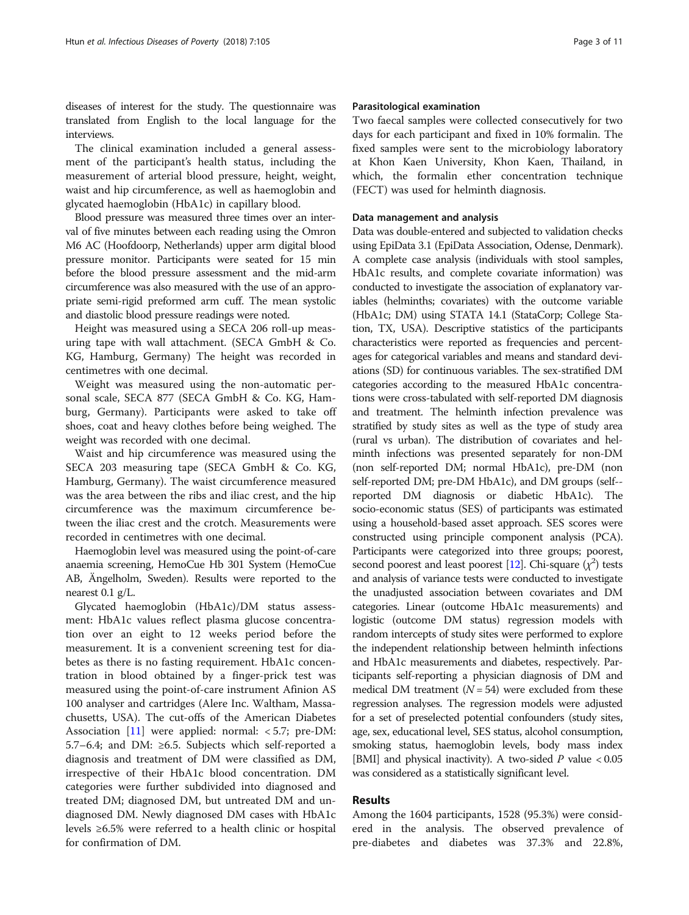diseases of interest for the study. The questionnaire was translated from English to the local language for the interviews.

The clinical examination included a general assessment of the participant's health status, including the measurement of arterial blood pressure, height, weight, waist and hip circumference, as well as haemoglobin and glycated haemoglobin (HbA1c) in capillary blood.

Blood pressure was measured three times over an interval of five minutes between each reading using the Omron M6 AC (Hoofdoorp, Netherlands) upper arm digital blood pressure monitor. Participants were seated for 15 min before the blood pressure assessment and the mid-arm circumference was also measured with the use of an appropriate semi-rigid preformed arm cuff. The mean systolic and diastolic blood pressure readings were noted.

Height was measured using a SECA 206 roll-up measuring tape with wall attachment. (SECA GmbH & Co. KG, Hamburg, Germany) The height was recorded in centimetres with one decimal.

Weight was measured using the non-automatic personal scale, SECA 877 (SECA GmbH & Co. KG, Hamburg, Germany). Participants were asked to take off shoes, coat and heavy clothes before being weighed. The weight was recorded with one decimal.

Waist and hip circumference was measured using the SECA 203 measuring tape (SECA GmbH & Co. KG, Hamburg, Germany). The waist circumference measured was the area between the ribs and iliac crest, and the hip circumference was the maximum circumference between the iliac crest and the crotch. Measurements were recorded in centimetres with one decimal.

Haemoglobin level was measured using the point-of-care anaemia screening, HemoCue Hb 301 System (HemoCue AB, Ängelholm, Sweden). Results were reported to the nearest 0.1 g/L.

Glycated haemoglobin (HbA1c)/DM status assessment: HbA1c values reflect plasma glucose concentration over an eight to 12 weeks period before the measurement. It is a convenient screening test for diabetes as there is no fasting requirement. HbA1c concentration in blood obtained by a finger-prick test was measured using the point-of-care instrument Afinion AS 100 analyser and cartridges (Alere Inc. Waltham, Massachusetts, USA). The cut-offs of the American Diabetes Association [11] were applied: normal: < 5.7; pre-DM: 5.7–6.4; and DM: ≥6.5. Subjects which self-reported a diagnosis and treatment of DM were classified as DM, irrespective of their HbA1c blood concentration. DM categories were further subdivided into diagnosed and treated DM; diagnosed DM, but untreated DM and undiagnosed DM. Newly diagnosed DM cases with HbA1c levels ≥6.5% were referred to a health clinic or hospital for confirmation of DM.

### Parasitological examination

Two faecal samples were collected consecutively for two days for each participant and fixed in 10% formalin. The fixed samples were sent to the microbiology laboratory at Khon Kaen University, Khon Kaen, Thailand, in which, the formalin ether concentration technique (FECT) was used for helminth diagnosis.

### Data management and analysis

Data was double-entered and subjected to validation checks using EpiData 3.1 (EpiData Association, Odense, Denmark). A complete case analysis (individuals with stool samples, HbA1c results, and complete covariate information) was conducted to investigate the association of explanatory variables (helminths; covariates) with the outcome variable (HbA1c; DM) using STATA 14.1 (StataCorp; College Station, TX, USA). Descriptive statistics of the participants characteristics were reported as frequencies and percentages for categorical variables and means and standard deviations (SD) for continuous variables. The sex-stratified DM categories according to the measured HbA1c concentrations were cross-tabulated with self-reported DM diagnosis and treatment. The helminth infection prevalence was stratified by study sites as well as the type of study area (rural vs urban). The distribution of covariates and helminth infections was presented separately for non-DM (non self-reported DM; normal HbA1c), pre-DM (non self-reported DM; pre-DM HbA1c), and DM groups (self-reported DM diagnosis or diabetic HbA1c). The socio-economic status (SES) of participants was estimated using a household-based asset approach. SES scores were constructed using principle component analysis (PCA). Participants were categorized into three groups; poorest, second poorest and least poorest [12]. Chi-square ($\chi^2$) tests and analysis of variance tests were conducted to investigate the unadjusted association between covariates and DM categories. Linear (outcome HbA1c measurements) and logistic (outcome DM status) regression models with random intercepts of study sites were performed to explore the independent relationship between helminth infections and HbA1c measurements and diabetes, respectively. Participants self-reporting a physician diagnosis of DM and medical DM treatment ($N = 54$) were excluded from these regression analyses. The regression models were adjusted for a set of preselected potential confounders (study sites, age, sex, educational level, SES status, alcohol consumption, smoking status, haemoglobin levels, body mass index [BMI] and physical inactivity). A two-sided $P$ value $< 0.05$ was considered as a statistically significant level.

## Results

Among the 1604 participants, 1528 (95.3%) were considered in the analysis. The observed prevalence of pre-diabetes and diabetes was 37.3% and 22.8%,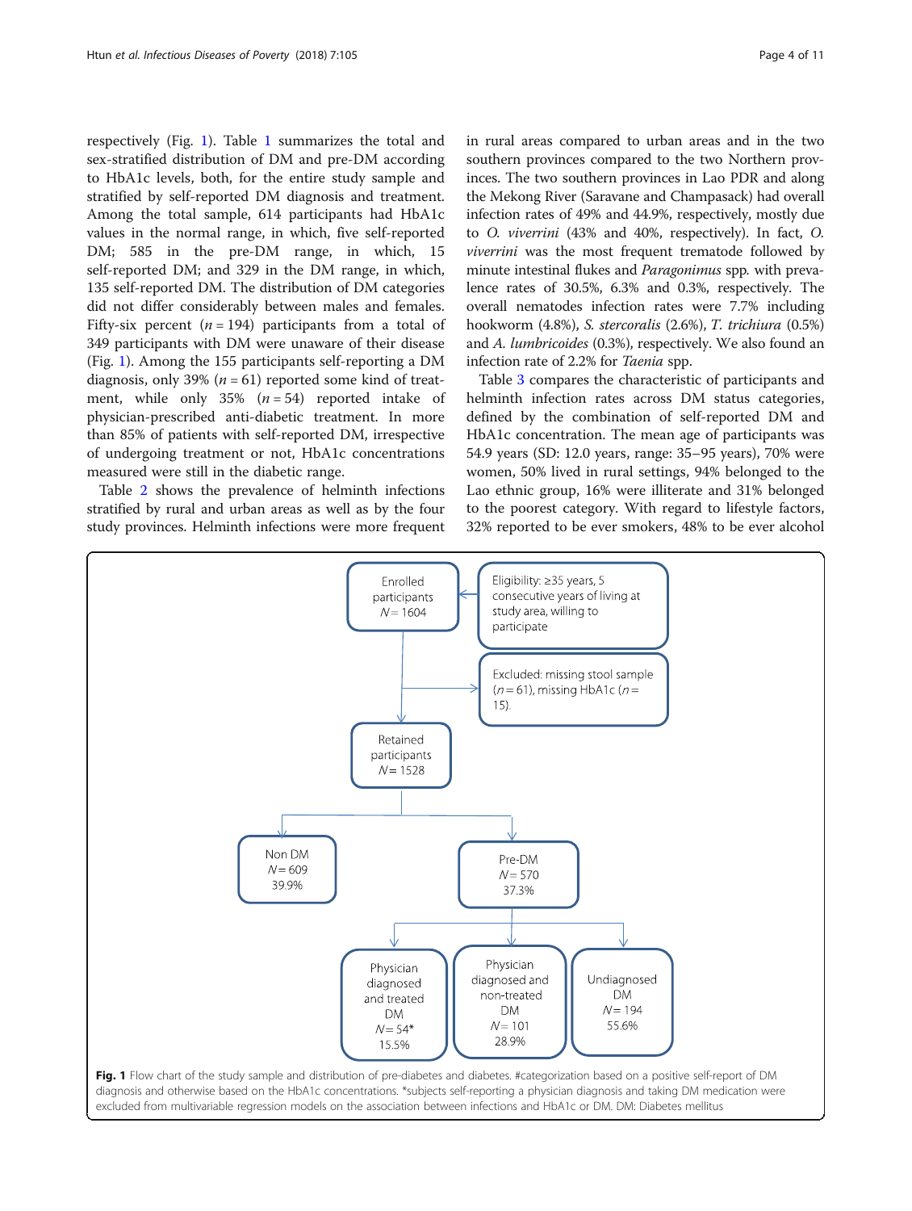respectively (Fig. 1). Table 1 summarizes the total and sex-stratified distribution of DM and pre-DM according to HbA1c levels, both, for the entire study sample and stratified by self-reported DM diagnosis and treatment. Among the total sample, 614 participants had HbA1c values in the normal range, in which, five self-reported DM; 585 in the pre-DM range, in which, 15 self-reported DM; and 329 in the DM range, in which, 135 self-reported DM. The distribution of DM categories did not differ considerably between males and females. Fifty-six percent ($n = 194$) participants from a total of 349 participants with DM were unaware of their disease (Fig. 1). Among the 155 participants self-reporting a DM diagnosis, only 39% ($n = 61$) reported some kind of treatment, while only 35% ($n = 54$) reported intake of physician-prescribed anti-diabetic treatment. In more than 85% of patients with self-reported DM, irrespective of undergoing treatment or not, HbA1c concentrations measured were still in the diabetic range.

Table 2 shows the prevalence of helminth infections stratified by rural and urban areas as well as by the four study provinces. Helminth infections were more frequent in rural areas compared to urban areas and in the two southern provinces compared to the two Northern provinces. The two southern provinces in Lao PDR and along the Mekong River (Saravane and Champasack) had overall infection rates of 49% and 44.9%, respectively, mostly due to *O. viverrini* (43% and 40%, respectively). In fact, *O. viverrini* was the most frequent trematode followed by minute intestinal flukes and *Paragonimus* spp. with prevalence rates of 30.5%, 6.3% and 0.3%, respectively. The overall nematodes infection rates were 7.7% including hookworm (4.8%), *S. stercoralis* (2.6%), *T. trichiura* (0.5%) and *A. lumbricoides* (0.3%), respectively. We also found an infection rate of 2.2% for *Taenia* spp.

Table 3 compares the characteristic of participants and helminth infection rates across DM status categories, defined by the combination of self-reported DM and HbA1c concentration. The mean age of participants was 54.9 years (SD: 12.0 years, range: 35–95 years), 70% were women, 50% lived in rural settings, 94% belonged to the Lao ethnic group, 16% were illiterate and 31% belonged to the poorest category. With regard to lifestyle factors, 32% reported to be ever smokers, 48% to be ever alcohol

Enrolled participants N = 1604

Eligibility: ≥35 years, 5 consecutive years of living at study area, willing to participate

Excluded: missing stool sample (n = 61), missing HbA1c (n = 15).

Retained participants N = 1528

Non DM N = 609 39.9%

Pre-DM N = 570 37.3%

Physician diagnosed and treated DM N = 54* 15.5%

Physician diagnosed and non-treated DM N = 101 28.9%

Undiagnosed DM N = 194 55.6%

**Fig. 1** Flow chart of the study sample and distribution of pre-diabetes and diabetes. #categorization based on a positive self-report of DM diagnosis and otherwise based on the HbA1c concentrations. *subjects self-reporting a physician diagnosis and taking DM medication were excluded from multivariable regression models on the association between infections and HbA1c or DM. DM: Diabetes mellitus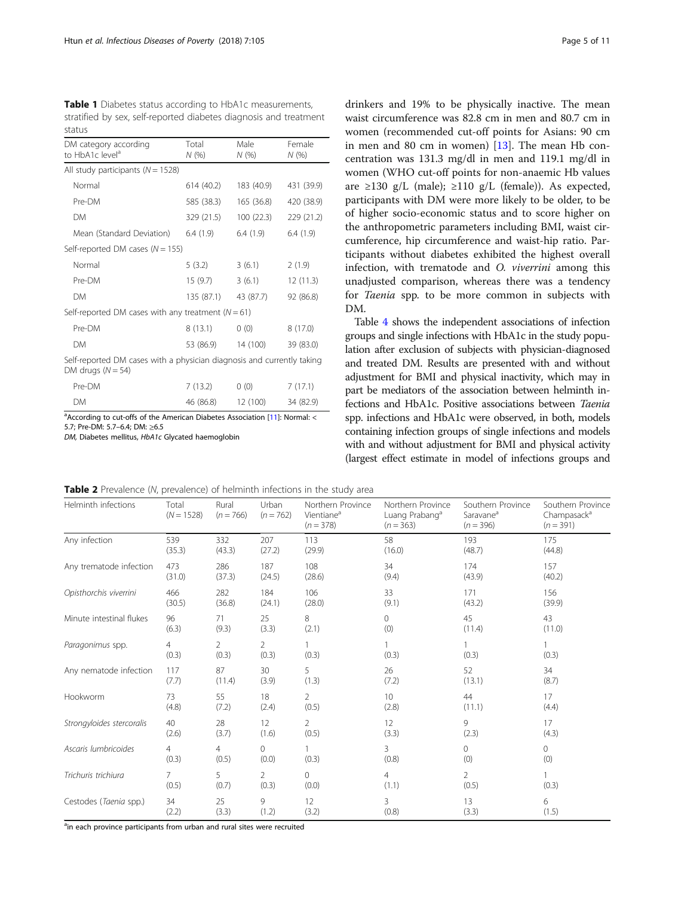**Table 1** Diabetes status according to HbA1c measurements, stratified by sex, self-reported diabetes diagnosis and treatment status

| DM category according to HbA1c level[a] | Total N (%) | Male N (%) | Female N (%) |
|---|---|---|---|
| All study participants (N = 1528) | | | |
| Normal | 614 (40.2) | 183 (40.9) | 431 (39.9) |
| Pre-DM | 585 (38.3) | 165 (36.8) | 420 (38.9) |
| DM | 329 (21.5) | 100 (22.3) | 229 (21.2) |
| Mean (Standard Deviation) | 6.4 (1.9) | 6.4 (1.9) | 6.4 (1.9) |
| Self-reported DM cases (N = 155) | | | |
| Normal | 5 (3.2) | 3 (6.1) | 2 (1.9) |
| Pre-DM | 15 (9.7) | 3 (6.1) | 12 (11.3) |
| DM | 135 (87.1) | 43 (87.7) | 92 (86.8) |
| Self-reported DM cases with any treatment (N = 61) | | | |
| Pre-DM | 8 (13.1) | 0 (0) | 8 (17.0) |
| DM | 53 (86.9) | 14 (100) | 39 (83.0) |
| Self-reported DM cases with a physician diagnosis and currently taking DM drugs (N = 54) | | | |
| Pre-DM | 7 (13.2) | 0 (0) | 7 (17.1) |
| DM | 46 (86.8) | 12 (100) | 34 (82.9) |

[a]According to cut-offs of the American Diabetes Association [11]: Normal: < 5.7; Pre-DM: 5.7–6.4; DM: ≥6.5
*DM*, Diabetes mellitus, *HbA1c* Glycated haemoglobin

drinkers and 19% to be physically inactive. The mean waist circumference was 82.8 cm in men and 80.7 cm in women (recommended cut-off points for Asians: 90 cm in men and 80 cm in women) [13]. The mean Hb concentration was 131.3 mg/dl in men and 119.1 mg/dl in women (WHO cut-off points for non-anaemic Hb values are ≥130 g/L (male); ≥110 g/L (female)). As expected, participants with DM were more likely to be older, to be of higher socio-economic status and to score higher on the anthropometric parameters including BMI, waist circumference, hip circumference and waist-hip ratio. Participants without diabetes exhibited the highest overall infection, with trematode and *O. viverrini* among this unadjusted comparison, whereas there was a tendency for *Taenia* spp. to be more common in subjects with DM.

Table 4 shows the independent associations of infection groups and single infections with HbA1c in the study population after exclusion of subjects with physician-diagnosed and treated DM. Results are presented with and without adjustment for BMI and physical inactivity, which may in part be mediators of the association between helminth infections and HbA1c. Positive associations between *Taenia* spp. infections and HbA1c were observed, in both, models containing infection groups of single infections and models with and without adjustment for BMI and physical activity (largest effect estimate in model of infections groups and

**Table 2** Prevalence (N, prevalence) of helminth infections in the study area

| Helminth infections | Total (N = 1528) | Rural (n = 766) | Urban (n = 762) | Northern Province Vientiane[a] (n = 378) | Northern Province Luang Prabang[a] (n = 363) | Southern Province Saravane[a] (n = 396) | Southern Province Champasack[a] (n = 391) |
|---|---|---|---|---|---|---|---|
| Any infection | 539 (35.3) | 332 (43.3) | 207 (27.2) | 113 (29.9) | 58 (16.0) | 193 (48.7) | 175 (44.8) |
| Any trematode infection | 473 (31.0) | 286 (37.3) | 187 (24.5) | 108 (28.6) | 34 (9.4) | 174 (43.9) | 157 (40.2) |
| *Opisthorchis viverrini* | 466 (30.5) | 282 (36.8) | 184 (24.1) | 106 (28.0) | 33 (9.1) | 171 (43.2) | 156 (39.9) |
| Minute intestinal flukes | 96 (6.3) | 71 (9.3) | 25 (3.3) | 8 (2.1) | 0 (0) | 45 (11.4) | 43 (11.0) |
| *Paragonimus* spp. | 4 (0.3) | 2 (0.3) | 2 (0.3) | 1 (0.3) | 1 (0.3) | 1 (0.3) | 1 (0.3) |
| Any nematode infection | 117 (7.7) | 87 (11.4) | 30 (3.9) | 5 (1.3) | 26 (7.2) | 52 (13.1) | 34 (8.7) |
| Hookworm | 73 (4.8) | 55 (7.2) | 18 (2.4) | 2 (0.5) | 10 (2.8) | 44 (11.1) | 17 (4.4) |
| *Strongyloides stercoralis* | 40 (2.6) | 28 (3.7) | 12 (1.6) | 2 (0.5) | 12 (3.3) | 9 (2.3) | 17 (4.3) |
| *Ascaris lumbricoides* | 4 (0.3) | 4 (0.5) | 0 (0.0) | 1 (0.3) | 3 (0.8) | 0 (0) | 0 (0) |
| *Trichuris trichiura* | 7 (0.5) | 5 (0.7) | 2 (0.3) | 0 (0.0) | 4 (1.1) | 2 (0.5) | 1 (0.3) |
| Cestodes (*Taenia* spp.) | 34 (2.2) | 25 (3.3) | 9 (1.2) | 12 (3.2) | 3 (0.8) | 13 (3.3) | 6 (1.5) |

[a]in each province participants from urban and rural sites were recruited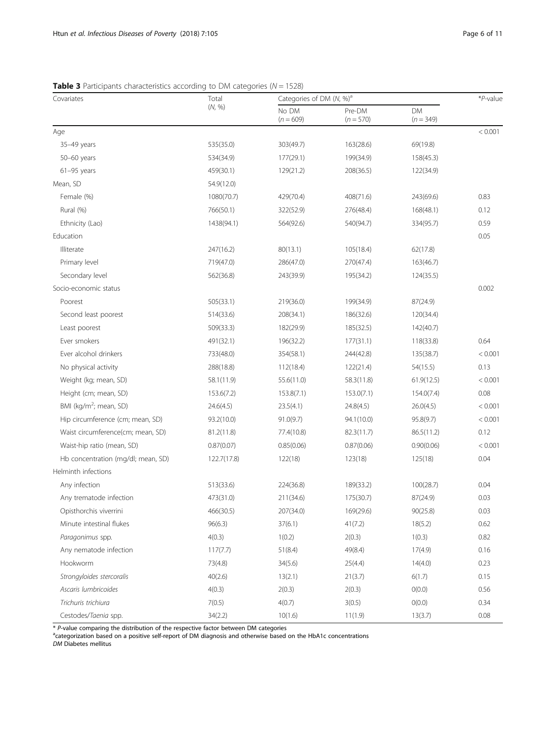**Table 3** Participants characteristics according to DM categories ($N = 1528$)

| Covariates | Total (N, %) | Categories of DM (N, %)[a] | | | *P-value |
|---|---|---|---|---|---|
| | | No DM ($n = 609$) | Pre-DM ($n = 570$) | DM ($n = 349$) | |
| Age | | | | | < 0.001 |
| 35–49 years | 535(35.0) | 303(49.7) | 163(28.6) | 69(19.8) | |
| 50–60 years | 534(34.9) | 177(29.1) | 199(34.9) | 158(45.3) | |
| 61–95 years | 459(30.1) | 129(21.2) | 208(36.5) | 122(34.9) | |
| Mean, SD | 54.9(12.0) | | | | |
| Female (%) | 1080(70.7) | 429(70.4) | 408(71.6) | 243(69.6) | 0.83 |
| Rural (%) | 766(50.1) | 322(52.9) | 276(48.4) | 168(48.1) | 0.12 |
| Ethnicity (Lao) | 1438(94.1) | 564(92.6) | 540(94.7) | 334(95.7) | 0.59 |
| Education | | | | | 0.05 |
| Illiterate | 247(16.2) | 80(13.1) | 105(18.4) | 62(17.8) | |
| Primary level | 719(47.0) | 286(47.0) | 270(47.4) | 163(46.7) | |
| Secondary level | 562(36.8) | 243(39.9) | 195(34.2) | 124(35.5) | |
| Socio-economic status | | | | | 0.002 |
| Poorest | 505(33.1) | 219(36.0) | 199(34.9) | 87(24.9) | |
| Second least poorest | 514(33.6) | 208(34.1) | 186(32.6) | 120(34.4) | |
| Least poorest | 509(33.3) | 182(29.9) | 185(32.5) | 142(40.7) | |
| Ever smokers | 491(32.1) | 196(32.2) | 177(31.1) | 118(33.8) | 0.64 |
| Ever alcohol drinkers | 733(48.0) | 354(58.1) | 244(42.8) | 135(38.7) | < 0.001 |
| No physical activity | 288(18.8) | 112(18.4) | 122(21.4) | 54(15.5) | 0.13 |
| Weight (kg; mean, SD) | 58.1(11.9) | 55.6(11.0) | 58.3(11.8) | 61.9(12.5) | < 0.001 |
| Height (cm; mean, SD) | 153.6(7.2) | 153.8(7.1) | 153.0(7.1) | 154.0(7.4) | 0.08 |
| BMI (kg/m$^2$; mean, SD) | 24.6(4.5) | 23.5(4.1) | 24.8(4.5) | 26.0(4.5) | < 0.001 |
| Hip circumference (cm; mean, SD) | 93.2(10.0) | 91.0(9.7) | 94.1(10.0) | 95.8(9.7) | < 0.001 |
| Waist circumference(cm; mean, SD) | 81.2(11.8) | 77.4(10.8) | 82.3(11.7) | 86.5(11.2) | 0.12 |
| Waist-hip ratio (mean, SD) | 0.87(0.07) | 0.85(0.06) | 0.87(0.06) | 0.90(0.06) | < 0.001 |
| Hb concentration (mg/dl; mean, SD) | 122.7(17.8) | 122(18) | 123(18) | 125(18) | 0.04 |
| Helminth infections | | | | | |
| Any infection | 513(33.6) | 224(36.8) | 189(33.2) | 100(28.7) | 0.04 |
| Any trematode infection | 473(31.0) | 211(34.6) | 175(30.7) | 87(24.9) | 0.03 |
| Opisthorchis viverrini | 466(30.5) | 207(34.0) | 169(29.6) | 90(25.8) | 0.03 |
| Minute intestinal flukes | 96(6.3) | 37(6.1) | 41(7.2) | 18(5.2) | 0.62 |
| *Paragonimus* spp. | 4(0.3) | 1(0.2) | 2(0.3) | 1(0.3) | 0.82 |
| Any nematode infection | 117(7.7) | 51(8.4) | 49(8.4) | 17(4.9) | 0.16 |
| Hookworm | 73(4.8) | 34(5.6) | 25(4.4) | 14(4.0) | 0.23 |
| *Strongyloides stercoralis* | 40(2.6) | 13(2.1) | 21(3.7) | 6(1.7) | 0.15 |
| *Ascaris lumbricoides* | 4(0.3) | 2(0.3) | 2(0.3) | 0(0.0) | 0.56 |
| *Trichuris trichiura* | 7(0.5) | 4(0.7) | 3(0.5) | 0(0.0) | 0.34 |
| Cestodes/*Taenia* spp. | 34(2.2) | 10(1.6) | 11(1.9) | 13(3.7) | 0.08 |

* *P*-value comparing the distribution of the respective factor between DM categories
[a]categorization based on a positive self-report of DM diagnosis and otherwise based on the HbA1c concentrations
*DM* Diabetes mellitus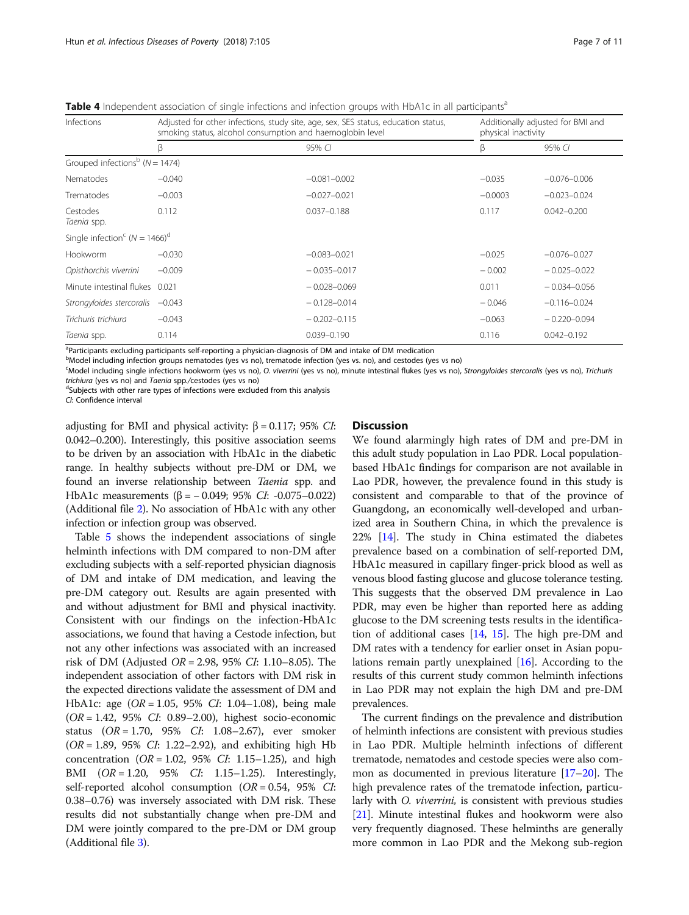**Table 4** Independent association of single infections and infection groups with HbA1c in all participants[a]

| Infections | Adjusted for other infections, study site, age, sex, SES status, education status, smoking status, alcohol consumption and haemoglobin level | | Additionally adjusted for BMI and physical inactivity | |
|---|---|---|---|---|
| | β | 95% *CI* | β | 95% *CI* |
| Grouped infections[b] (*N* = 1474) | | | | |
| Nematodes | −0.040 | −0.081–0.002 | −0.035 | −0.076–0.006 |
| Trematodes | −0.003 | −0.027–0.021 | −0.0003 | −0.023–0.024 |
| Cestodes *Taenia* spp. | 0.112 | 0.037–0.188 | 0.117 | 0.042–0.200 |
| Single infection[c] (*N* = 1466)[d] | | | | |
| Hookworm | −0.030 | −0.083–0.021 | −0.025 | −0.076–0.027 |
| *Opisthorchis viverrini* | −0.009 | − 0.035–0.017 | − 0.002 | − 0.025–0.022 |
| Minute intestinal flukes | 0.021 | − 0.028–0.069 | 0.011 | − 0.034–0.056 |
| *Strongyloides stercoralis* | −0.043 | − 0.128–0.014 | − 0.046 | − 0.116–0.024 |
| *Trichuris trichiura* | −0.043 | − 0.202–0.115 | −0.063 | − 0.220–0.094 |
| *Taenia* spp. | 0.114 | 0.039–0.190 | 0.116 | 0.042–0.192 |

[a]Participants excluding participants self-reporting a physician-diagnosis of DM and intake of DM medication
[b]Model including infection groups nematodes (yes vs no), trematode infection (yes vs. no), and cestodes (yes vs no)
[c]Model including single infections hookworm (yes vs no), *O. viverrini* (yes vs no), minute intestinal flukes (yes vs no), *Strongyloides stercoralis* (yes vs no), *Trichuris trichiura* (yes vs no) and *Taenia* spp./cestodes (yes vs no)
[d]Subjects with other rare types of infections were excluded from this analysis
*CI*: Confidence interval

adjusting for BMI and physical activity: β = 0.117; 95% *CI*: 0.042–0.200). Interestingly, this positive association seems to be driven by an association with HbA1c in the diabetic range. In healthy subjects without pre-DM or DM, we found an inverse relationship between *Taenia* spp. and HbA1c measurements (β = − 0.049; 95% *CI*: -0.075–0.022) (Additional file 2). No association of HbA1c with any other infection or infection group was observed.

Table 5 shows the independent associations of single helminth infections with DM compared to non-DM after excluding subjects with a self-reported physician diagnosis of DM and intake of DM medication, and leaving the pre-DM category out. Results are again presented with and without adjustment for BMI and physical inactivity. Consistent with our findings on the infection-HbA1c associations, we found that having a Cestode infection, but not any other infections was associated with an increased risk of DM (Adjusted *OR* = 2.98, 95% *CI*: 1.10–8.05). The independent association of other factors with DM risk in the expected directions validate the assessment of DM and HbA1c: age (*OR* = 1.05, 95% *CI*: 1.04–1.08), being male (*OR* = 1.42, 95% *CI*: 0.89–2.00), highest socio-economic status (*OR* = 1.70, 95% *CI*: 1.08–2.67), ever smoker (*OR* = 1.89, 95% *CI*: 1.22–2.92), and exhibiting high Hb concentration (*OR* = 1.02, 95% *CI*: 1.15–1.25), and high BMI (*OR* = 1.20, 95% *CI*: 1.15–1.25). Interestingly, self-reported alcohol consumption (*OR* = 0.54, 95% *CI*: 0.38–0.76) was inversely associated with DM risk. These results did not substantially change when pre-DM and DM were jointly compared to the pre-DM or DM group (Additional file 3).

## Discussion

We found alarmingly high rates of DM and pre-DM in this adult study population in Lao PDR. Local population-based HbA1c findings for comparison are not available in Lao PDR, however, the prevalence found in this study is consistent and comparable to that of the province of Guangdong, an economically well-developed and urbanized area in Southern China, in which the prevalence is 22% [14]. The study in China estimated the diabetes prevalence based on a combination of self-reported DM, HbA1c measured in capillary finger-prick blood as well as venous blood fasting glucose and glucose tolerance testing. This suggests that the observed DM prevalence in Lao PDR, may even be higher than reported here as adding glucose to the DM screening tests results in the identification of additional cases [14, 15]. The high pre-DM and DM rates with a tendency for earlier onset in Asian populations remain partly unexplained [16]. According to the results of this current study common helminth infections in Lao PDR may not explain the high DM and pre-DM prevalences.

The current findings on the prevalence and distribution of helminth infections are consistent with previous studies in Lao PDR. Multiple helminth infections of different trematode, nematodes and cestode species were also common as documented in previous literature [17–20]. The high prevalence rates of the trematode infection, particularly with *O. viverrini,* is consistent with previous studies [21]. Minute intestinal flukes and hookworm were also very frequently diagnosed. These helminths are generally more common in Lao PDR and the Mekong sub-region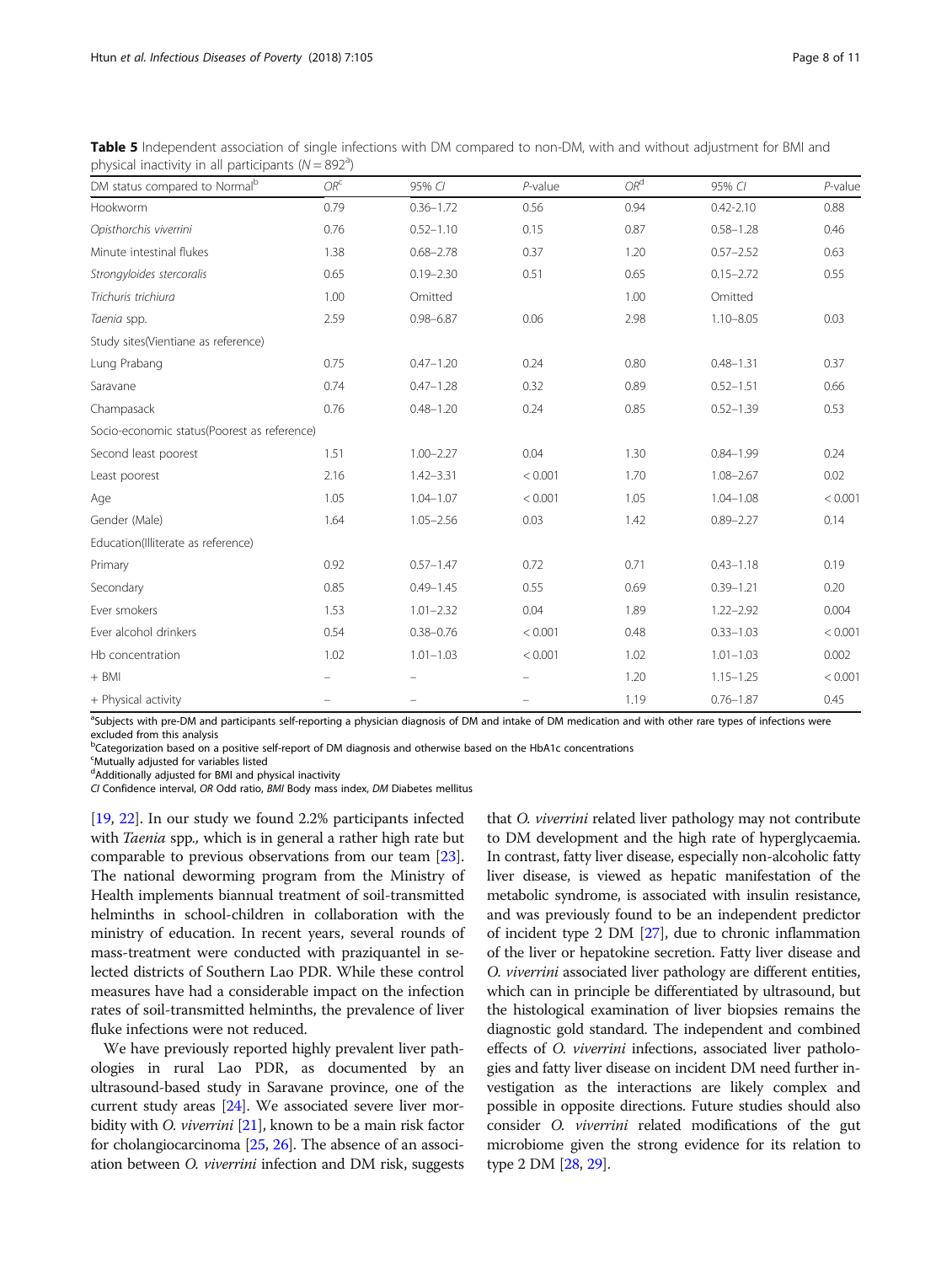**Table 5** Independent association of single infections with DM compared to non-DM, with and without adjustment for BMI and physical inactivity in all participants ($N = 892$[a])

| DM status compared to Normal[b] | OR[c] | 95% CI | P-value | OR[d] | 95% CI | P-value |
|---|---|---|---|---|---|---|
| Hookworm | 0.79 | 0.36–1.72 | 0.56 | 0.94 | 0.42-2.10 | 0.88 |
| *Opisthorchis viverrini* | 0.76 | 0.52–1.10 | 0.15 | 0.87 | 0.58–1.28 | 0.46 |
| Minute intestinal flukes | 1.38 | 0.68–2.78 | 0.37 | 1.20 | 0.57–2.52 | 0.63 |
| *Strongyloides stercoralis* | 0.65 | 0.19–2.30 | 0.51 | 0.65 | 0.15–2.72 | 0.55 |
| *Trichuris trichiura* | 1.00 | Omitted | | 1.00 | Omitted | |
| *Taenia* spp. | 2.59 | 0.98–6.87 | 0.06 | 2.98 | 1.10–8.05 | 0.03 |
| Study sites(Vientiane as reference) | | | | | | |
| Lung Prabang | 0.75 | 0.47–1.20 | 0.24 | 0.80 | 0.48–1.31 | 0.37 |
| Saravane | 0.74 | 0.47–1.28 | 0.32 | 0.89 | 0.52–1.51 | 0.66 |
| Champasack | 0.76 | 0.48–1.20 | 0.24 | 0.85 | 0.52–1.39 | 0.53 |
| Socio-economic status(Poorest as reference) | | | | | | |
| Second least poorest | 1.51 | 1.00–2.27 | 0.04 | 1.30 | 0.84–1.99 | 0.24 |
| Least poorest | 2.16 | 1.42–3.31 | < 0.001 | 1.70 | 1.08–2.67 | 0.02 |
| Age | 1.05 | 1.04–1.07 | < 0.001 | 1.05 | 1.04–1.08 | < 0.001 |
| Gender (Male) | 1.64 | 1.05–2.56 | 0.03 | 1.42 | 0.89–2.27 | 0.14 |
| Education(Illiterate as reference) | | | | | | |
| Primary | 0.92 | 0.57–1.47 | 0.72 | 0.71 | 0.43–1.18 | 0.19 |
| Secondary | 0.85 | 0.49–1.45 | 0.55 | 0.69 | 0.39–1.21 | 0.20 |
| Ever smokers | 1.53 | 1.01–2.32 | 0.04 | 1.89 | 1.22–2.92 | 0.004 |
| Ever alcohol drinkers | 0.54 | 0.38–0.76 | < 0.001 | 0.48 | 0.33–1.03 | < 0.001 |
| Hb concentration | 1.02 | 1.01–1.03 | < 0.001 | 1.02 | 1.01–1.03 | 0.002 |
| + BMI | – | – | – | 1.20 | 1.15–1.25 | < 0.001 |
| + Physical activity | – | – | – | 1.19 | 0.76–1.87 | 0.45 |

[a]Subjects with pre-DM and participants self-reporting a physician diagnosis of DM and intake of DM medication and with other rare types of infections were excluded from this analysis
[b]Categorization based on a positive self-report of DM diagnosis and otherwise based on the HbA1c concentrations
[c]Mutually adjusted for variables listed
[d]Additionally adjusted for BMI and physical inactivity
*CI* Confidence interval, *OR* Odd ratio, *BMI* Body mass index, *DM* Diabetes mellitus

[19, 22]. In our study we found 2.2% participants infected with *Taenia* spp., which is in general a rather high rate but comparable to previous observations from our team [23]. The national deworming program from the Ministry of Health implements biannual treatment of soil-transmitted helminths in school-children in collaboration with the ministry of education. In recent years, several rounds of mass-treatment were conducted with praziquantel in selected districts of Southern Lao PDR. While these control measures have had a considerable impact on the infection rates of soil-transmitted helminths, the prevalence of liver fluke infections were not reduced.

We have previously reported highly prevalent liver pathologies in rural Lao PDR, as documented by an ultrasound-based study in Saravane province, one of the current study areas [24]. We associated severe liver morbidity with *O. viverrini* [21], known to be a main risk factor for cholangiocarcinoma [25, 26]. The absence of an association between *O. viverrini* infection and DM risk, suggests that *O. viverrini* related liver pathology may not contribute to DM development and the high rate of hyperglycaemia. In contrast, fatty liver disease, especially non-alcoholic fatty liver disease, is viewed as hepatic manifestation of the metabolic syndrome, is associated with insulin resistance, and was previously found to be an independent predictor of incident type 2 DM [27], due to chronic inflammation of the liver or hepatokine secretion. Fatty liver disease and *O. viverrini* associated liver pathology are different entities, which can in principle be differentiated by ultrasound, but the histological examination of liver biopsies remains the diagnostic gold standard. The independent and combined effects of *O. viverrini* infections, associated liver pathologies and fatty liver disease on incident DM need further investigation as the interactions are likely complex and possible in opposite directions. Future studies should also consider *O. viverrini* related modifications of the gut microbiome given the strong evidence for its relation to type 2 DM [28, 29].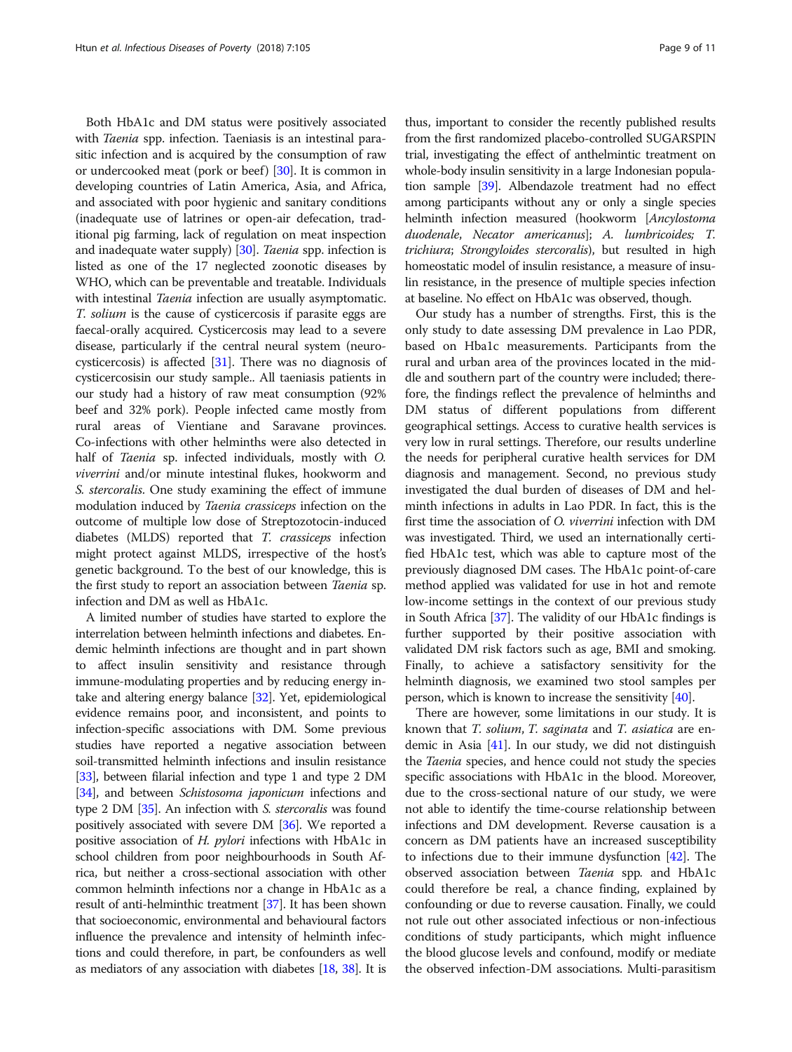Both HbA1c and DM status were positively associated with *Taenia* spp. infection. Taeniasis is an intestinal parasitic infection and is acquired by the consumption of raw or undercooked meat (pork or beef) [30]. It is common in developing countries of Latin America, Asia, and Africa, and associated with poor hygienic and sanitary conditions (inadequate use of latrines or open-air defecation, traditional pig farming, lack of regulation on meat inspection and inadequate water supply) [30]. *Taenia* spp. infection is listed as one of the 17 neglected zoonotic diseases by WHO, which can be preventable and treatable. Individuals with intestinal *Taenia* infection are usually asymptomatic. *T. solium* is the cause of cysticercosis if parasite eggs are faecal-orally acquired. Cysticercosis may lead to a severe disease, particularly if the central neural system (neurocysticercosis) is affected [31]. There was no diagnosis of cysticercosisin our study sample.. All taeniasis patients in our study had a history of raw meat consumption (92% beef and 32% pork). People infected came mostly from rural areas of Vientiane and Saravane provinces. Co-infections with other helminths were also detected in half of *Taenia* sp. infected individuals, mostly with *O. viverrini* and/or minute intestinal flukes, hookworm and *S. stercoralis*. One study examining the effect of immune modulation induced by *Taenia crassiceps* infection on the outcome of multiple low dose of Streptozotocin-induced diabetes (MLDS) reported that *T. crassiceps* infection might protect against MLDS, irrespective of the host's genetic background. To the best of our knowledge, this is the first study to report an association between *Taenia* sp. infection and DM as well as HbA1c.

A limited number of studies have started to explore the interrelation between helminth infections and diabetes. Endemic helminth infections are thought and in part shown to affect insulin sensitivity and resistance through immune-modulating properties and by reducing energy intake and altering energy balance [32]. Yet, epidemiological evidence remains poor, and inconsistent, and points to infection-specific associations with DM. Some previous studies have reported a negative association between soil-transmitted helminth infections and insulin resistance [33], between filarial infection and type 1 and type 2 DM [34], and between *Schistosoma japonicum* infections and type 2 DM [35]. An infection with *S. stercoralis* was found positively associated with severe DM [36]. We reported a positive association of *H. pylori* infections with HbA1c in school children from poor neighbourhoods in South Africa, but neither a cross-sectional association with other common helminth infections nor a change in HbA1c as a result of anti-helminthic treatment [37]. It has been shown that socioeconomic, environmental and behavioural factors influence the prevalence and intensity of helminth infections and could therefore, in part, be confounders as well as mediators of any association with diabetes [18, 38]. It is thus, important to consider the recently published results from the first randomized placebo-controlled SUGARSPIN trial, investigating the effect of anthelmintic treatment on whole-body insulin sensitivity in a large Indonesian population sample [39]. Albendazole treatment had no effect among participants without any or only a single species helminth infection measured (hookworm [*Ancylostoma duodenale*, *Necator americanus*]; *A. lumbricoides; T. trichiura*; *Strongyloides stercoralis*), but resulted in high homeostatic model of insulin resistance, a measure of insulin resistance, in the presence of multiple species infection at baseline. No effect on HbA1c was observed, though.

Our study has a number of strengths. First, this is the only study to date assessing DM prevalence in Lao PDR, based on Hba1c measurements. Participants from the rural and urban area of the provinces located in the middle and southern part of the country were included; therefore, the findings reflect the prevalence of helminths and DM status of different populations from different geographical settings. Access to curative health services is very low in rural settings. Therefore, our results underline the needs for peripheral curative health services for DM diagnosis and management. Second, no previous study investigated the dual burden of diseases of DM and helminth infections in adults in Lao PDR. In fact, this is the first time the association of *O. viverrini* infection with DM was investigated. Third, we used an internationally certified HbA1c test, which was able to capture most of the previously diagnosed DM cases. The HbA1c point-of-care method applied was validated for use in hot and remote low-income settings in the context of our previous study in South Africa [37]. The validity of our HbA1c findings is further supported by their positive association with validated DM risk factors such as age, BMI and smoking. Finally, to achieve a satisfactory sensitivity for the helminth diagnosis, we examined two stool samples per person, which is known to increase the sensitivity [40].

There are however, some limitations in our study. It is known that *T. solium*, *T. saginata* and *T. asiatica* are endemic in Asia [41]. In our study, we did not distinguish the *Taenia* species, and hence could not study the species specific associations with HbA1c in the blood. Moreover, due to the cross-sectional nature of our study, we were not able to identify the time-course relationship between infections and DM development. Reverse causation is a concern as DM patients have an increased susceptibility to infections due to their immune dysfunction [42]. The observed association between *Taenia* spp. and HbA1c could therefore be real, a chance finding, explained by confounding or due to reverse causation. Finally, we could not rule out other associated infectious or non-infectious conditions of study participants, which might influence the blood glucose levels and confound, modify or mediate the observed infection-DM associations. Multi-parasitism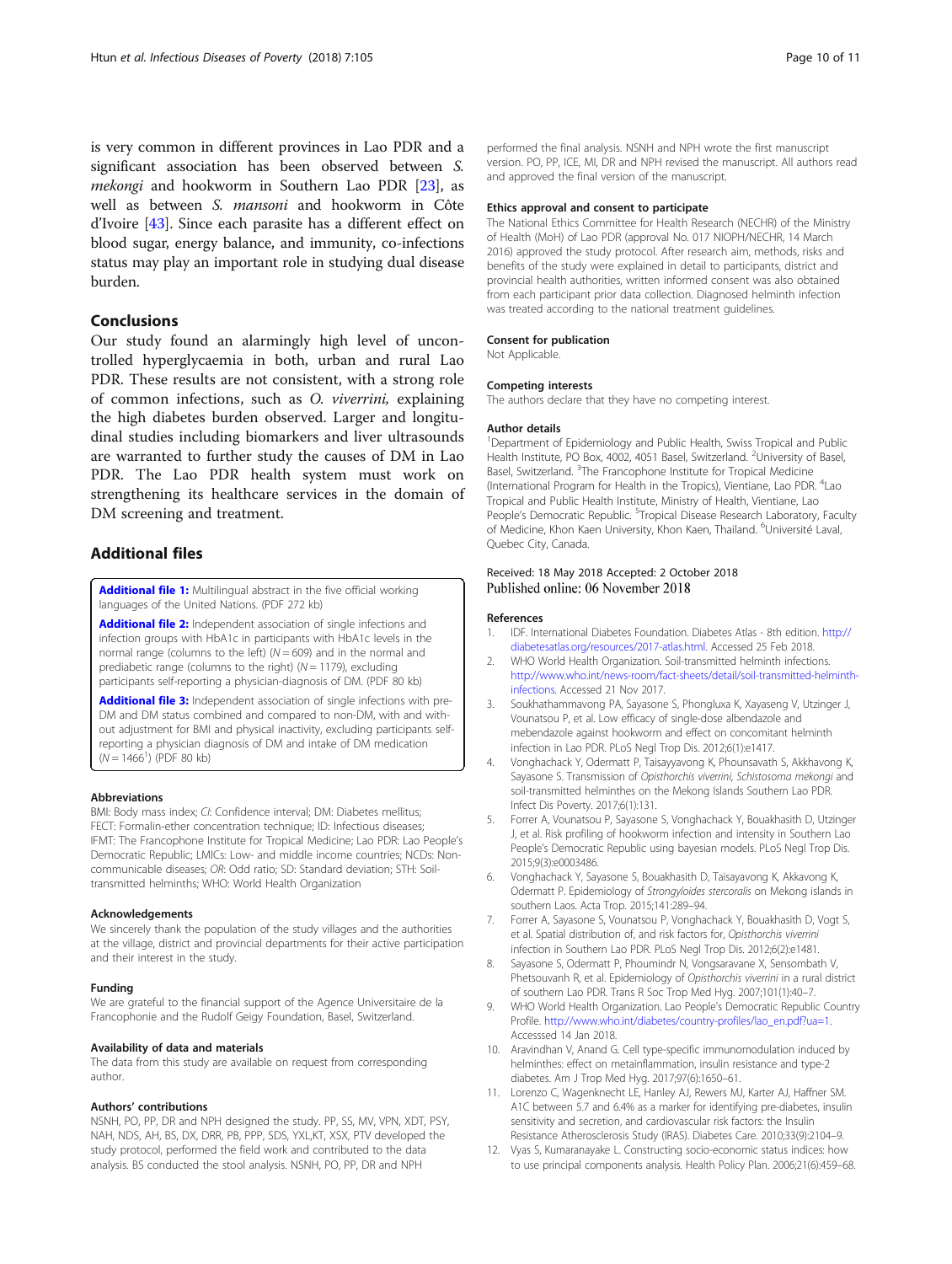is very common in different provinces in Lao PDR and a significant association has been observed between *S. mekongi* and hookworm in Southern Lao PDR [23], as well as between *S. mansoni* and hookworm in Côte d'Ivoire [43]. Since each parasite has a different effect on blood sugar, energy balance, and immunity, co-infections status may play an important role in studying dual disease burden.

## Conclusions

Our study found an alarmingly high level of uncontrolled hyperglycaemia in both, urban and rural Lao PDR. These results are not consistent, with a strong role of common infections, such as *O. viverrini,* explaining the high diabetes burden observed. Larger and longitudinal studies including biomarkers and liver ultrasounds are warranted to further study the causes of DM in Lao PDR. The Lao PDR health system must work on strengthening its healthcare services in the domain of DM screening and treatment.

## Additional files

**Additional file 1:** Multilingual abstract in the five official working languages of the United Nations. (PDF 272 kb)

**Additional file 2:** Independent association of single infections and infection groups with HbA1c in participants with HbA1c levels in the normal range (columns to the left) ($N = 609$) and in the normal and prediabetic range (columns to the right) ($N = 1179$), excluding participants self-reporting a physician-diagnosis of DM. (PDF 80 kb)

**Additional file 3:** Independent association of single infections with pre-DM and DM status combined and compared to non-DM, with and without adjustment for BMI and physical inactivity, excluding participants self-reporting a physician diagnosis of DM and intake of DM medication ($N = 1466$[1]) (PDF 80 kb)

### Abbreviations

BMI: Body mass index; *CI*: Confidence interval; DM: Diabetes mellitus; FECT: Formalin-ether concentration technique; ID: Infectious diseases; IFMT: The Francophone Institute for Tropical Medicine; Lao PDR: Lao People's Democratic Republic; LMICs: Low- and middle income countries; NCDs: Non-communicable diseases; *OR*: Odd ratio; SD: Standard deviation; STH: Soil-transmitted helminths; WHO: World Health Organization

### Acknowledgements

We sincerely thank the population of the study villages and the authorities at the village, district and provincial departments for their active participation and their interest in the study.

### Funding

We are grateful to the financial support of the Agence Universitaire de la Francophonie and the Rudolf Geigy Foundation, Basel, Switzerland.

### Availability of data and materials

The data from this study are available on request from corresponding author.

### Authors' contributions

NSNH, PO, PP, DR and NPH designed the study. PP, SS, MV, VPN, XDT, PSY, NAH, NDS, AH, BS, DX, DRR, PB, PPP, SDS, YXL,KT, XSX, PTV developed the study protocol, performed the field work and contributed to the data analysis. BS conducted the stool analysis. NSNH, PO, PP, DR and NPH performed the final analysis. NSNH and NPH wrote the first manuscript version. PO, PP, ICE, MI, DR and NPH revised the manuscript. All authors read and approved the final version of the manuscript.

### Ethics approval and consent to participate

The National Ethics Committee for Health Research (NECHR) of the Ministry of Health (MoH) of Lao PDR (approval No. 017 NIOPH/NECHR, 14 March 2016) approved the study protocol. After research aim, methods, risks and benefits of the study were explained in detail to participants, district and provincial health authorities, written informed consent was also obtained from each participant prior data collection. Diagnosed helminth infection was treated according to the national treatment guidelines.

### Consent for publication

Not Applicable.

### Competing interests

The authors declare that they have no competing interest.

### Author details

[1]Department of Epidemiology and Public Health, Swiss Tropical and Public Health Institute, PO Box, 4002, 4051 Basel, Switzerland. [2]University of Basel, Basel, Switzerland. [3]The Francophone Institute for Tropical Medicine (International Program for Health in the Tropics), Vientiane, Lao PDR. [4]Lao Tropical and Public Health Institute, Ministry of Health, Vientiane, Lao People's Democratic Republic. [5]Tropical Disease Research Laboratory, Faculty of Medicine, Khon Kaen University, Khon Kaen, Thailand. [6]Université Laval, Quebec City, Canada.

Received: 18 May 2018 Accepted: 2 October 2018
Published online: 06 November 2018

### References

1. IDF. International Diabetes Foundation. Diabetes Atlas - 8th edition. http://diabetesatlas.org/resources/2017-atlas.html. Accessed 25 Feb 2018.
2. WHO World Health Organization. Soil-transmitted helminth infections. http://www.who.int/news-room/fact-sheets/detail/soil-transmitted-helminth-infections. Accessed 21 Nov 2017.
3. Soukhathammavong PA, Sayasone S, Phongluxa K, Xayaseng V, Utzinger J, Vounatsou P, et al. Low efficacy of single-dose albendazole and mebendazole against hookworm and effect on concomitant helminth infection in Lao PDR. PLoS Negl Trop Dis. 2012;6(1):e1417.
4. Vonghachack Y, Odermatt P, Taisayyavong K, Phounsavath S, Akkhavong K, Sayasone S. Transmission of *Opisthorchis viverrini*, *Schistosoma mekongi* and soil-transmitted helminthes on the Mekong Islands Southern Lao PDR. Infect Dis Poverty. 2017;6(1):131.
5. Forrer A, Vounatsou P, Sayasone S, Vonghachack Y, Bouakhasith D, Utzinger J, et al. Risk profiling of hookworm infection and intensity in Southern Lao People's Democratic Republic using bayesian models. PLoS Negl Trop Dis. 2015;9(3):e0003486.
6. Vonghachack Y, Sayasone S, Bouakhasith D, Taisayavong K, Akkavong K, Odermatt P. Epidemiology of *Strongyloides stercoralis* on Mekong islands in southern Laos. Acta Trop. 2015;141:289–94.
7. Forrer A, Sayasone S, Vounatsou P, Vonghachack Y, Bouakhasith D, Vogt S, et al. Spatial distribution of, and risk factors for, *Opisthorchis viverrini* infection in Southern Lao PDR. PLoS Negl Trop Dis. 2012;6(2):e1481.
8. Sayasone S, Odermatt P, Phoumindr N, Vongsaravane X, Sensombath V, Phetsouvanh R, et al. Epidemiology of *Opisthorchis viverrini* in a rural district of southern Lao PDR. Trans R Soc Trop Med Hyg. 2007;101(1):40–7.
9. WHO World Health Organization. Lao People's Democratic Republic Country Profile. http://www.who.int/diabetes/country-profiles/lao_en.pdf?ua=1. Accesssed 14 Jan 2018.
10. Aravindhan V, Anand G. Cell type-specific immunomodulation induced by helminthes: effect on metainflammation, insulin resistance and type-2 diabetes. Am J Trop Med Hyg. 2017;97(6):1650–61.
11. Lorenzo C, Wagenknecht LE, Hanley AJ, Rewers MJ, Karter AJ, Haffner SM. A1C between 5.7 and 6.4% as a marker for identifying pre-diabetes, insulin sensitivity and secretion, and cardiovascular risk factors: the Insulin Resistance Atherosclerosis Study (IRAS). Diabetes Care. 2010;33(9):2104–9.
12. Vyas S, Kumaranayake L. Constructing socio-economic status indices: how to use principal components analysis. Health Policy Plan. 2006;21(6):459–68.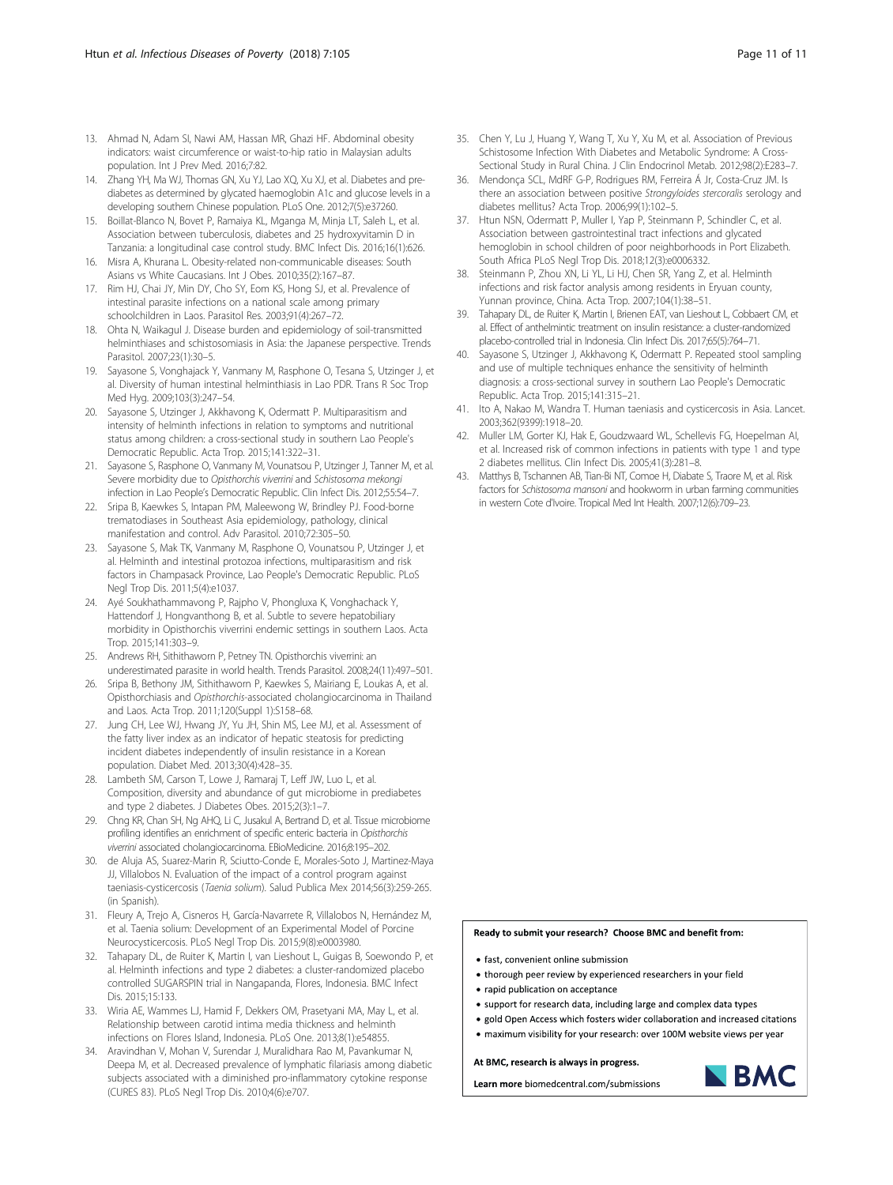13. Ahmad N, Adam SI, Nawi AM, Hassan MR, Ghazi HF. Abdominal obesity indicators: waist circumference or waist-to-hip ratio in Malaysian adults population. Int J Prev Med. 2016;7:82.
14. Zhang YH, Ma WJ, Thomas GN, Xu YJ, Lao XQ, Xu XJ, et al. Diabetes and pre-diabetes as determined by glycated haemoglobin A1c and glucose levels in a developing southern Chinese population. PLoS One. 2012;7(5):e37260.
15. Boillat-Blanco N, Bovet P, Ramaiya KL, Mganga M, Minja LT, Saleh L, et al. Association between tuberculosis, diabetes and 25 hydroxyvitamin D in Tanzania: a longitudinal case control study. BMC Infect Dis. 2016;16(1):626.
16. Misra A, Khurana L. Obesity-related non-communicable diseases: South Asians vs White Caucasians. Int J Obes. 2010;35(2):167–87.
17. Rim HJ, Chai JY, Min DY, Cho SY, Eom KS, Hong SJ, et al. Prevalence of intestinal parasite infections on a national scale among primary schoolchildren in Laos. Parasitol Res. 2003;91(4):267–72.
18. Ohta N, Waikagul J. Disease burden and epidemiology of soil-transmitted helminthiases and schistosomiasis in Asia: the Japanese perspective. Trends Parasitol. 2007;23(1):30–5.
19. Sayasone S, Vonghajack Y, Vanmany M, Rasphone O, Tesana S, Utzinger J, et al. Diversity of human intestinal helminthiasis in Lao PDR. Trans R Soc Trop Med Hyg. 2009;103(3):247–54.
20. Sayasone S, Utzinger J, Akkhavong K, Odermatt P. Multiparasitism and intensity of helminth infections in relation to symptoms and nutritional status among children: a cross-sectional study in southern Lao People's Democratic Republic. Acta Trop. 2015;141:322–31.
21. Sayasone S, Rasphone O, Vanmany M, Vounatsou P, Utzinger J, Tanner M, et al. Severe morbidity due to *Opisthorchis viverrini* and *Schistosoma mekongi* infection in Lao People's Democratic Republic. Clin Infect Dis. 2012;55:54–7.
22. Sripa B, Kaewkes S, Intapan PM, Maleewong W, Brindley PJ. Food-borne trematodiases in Southeast Asia epidemiology, pathology, clinical manifestation and control. Adv Parasitol. 2010;72:305–50.
23. Sayasone S, Mak TK, Vanmany M, Rasphone O, Vounatsou P, Utzinger J, et al. Helminth and intestinal protozoa infections, multiparasitism and risk factors in Champasack Province, Lao People's Democratic Republic. PLoS Negl Trop Dis. 2011;5(4):e1037.
24. Ayé Soukhathammavong P, Rajpho V, Phongluxa K, Vonghachack Y, Hattendorf J, Hongvanthong B, et al. Subtle to severe hepatobiliary morbidity in Opisthorchis viverrini endemic settings in southern Laos. Acta Trop. 2015;141:303–9.
25. Andrews RH, Sithithaworn P, Petney TN. Opisthorchis viverrini: an underestimated parasite in world health. Trends Parasitol. 2008;24(11):497–501.
26. Sripa B, Bethony JM, Sithithaworn P, Kaewkes S, Mairiang E, Loukas A, et al. Opisthorchiasis and *Opisthorchis*-associated cholangiocarcinoma in Thailand and Laos. Acta Trop. 2011;120(Suppl 1):S158–68.
27. Jung CH, Lee WJ, Hwang JY, Yu JH, Shin MS, Lee MJ, et al. Assessment of the fatty liver index as an indicator of hepatic steatosis for predicting incident diabetes independently of insulin resistance in a Korean population. Diabet Med. 2013;30(4):428–35.
28. Lambeth SM, Carson T, Lowe J, Ramaraj T, Leff JW, Luo L, et al. Composition, diversity and abundance of gut microbiome in prediabetes and type 2 diabetes. J Diabetes Obes. 2015;2(3):1–7.
29. Chng KR, Chan SH, Ng AHQ, Li C, Jusakul A, Bertrand D, et al. Tissue microbiome profiling identifies an enrichment of specific enteric bacteria in *Opisthorchis viverrini* associated cholangiocarcinoma. EBioMedicine. 2016;8:195–202.
30. de Aluja AS, Suarez-Marin R, Sciutto-Conde E, Morales-Soto J, Martinez-Maya JJ, Villalobos N. Evaluation of the impact of a control program against taeniasis-cysticercosis (*Taenia solium*). Salud Publica Mex 2014;56(3):259-265. (in Spanish).
31. Fleury A, Trejo A, Cisneros H, García-Navarrete R, Villalobos N, Hernández M, et al. Taenia solium: Development of an Experimental Model of Porcine Neurocysticercosis. PLoS Negl Trop Dis. 2015;9(8):e0003980.
32. Tahapary DL, de Ruiter K, Martin I, van Lieshout L, Guigas B, Soewondo P, et al. Helminth infections and type 2 diabetes: a cluster-randomized placebo controlled SUGARSPIN trial in Nangapanda, Flores, Indonesia. BMC Infect Dis. 2015;15:133.
33. Wiria AE, Wammes LJ, Hamid F, Dekkers OM, Prasetyani MA, May L, et al. Relationship between carotid intima media thickness and helminth infections on Flores Island, Indonesia. PLoS One. 2013;8(1):e54855.
34. Aravindhan V, Mohan V, Surendar J, Muralidhara Rao M, Pavankumar N, Deepa M, et al. Decreased prevalence of lymphatic filariasis among diabetic subjects associated with a diminished pro-inflammatory cytokine response (CURES 83). PLoS Negl Trop Dis. 2010;4(6):e707.
35. Chen Y, Lu J, Huang Y, Wang T, Xu Y, Xu M, et al. Association of Previous Schistosome Infection With Diabetes and Metabolic Syndrome: A Cross-Sectional Study in Rural China. J Clin Endocrinol Metab. 2012;98(2):E283–7.
36. Mendonça SCL, MdRF G-P, Rodrigues RM, Ferreira Á Jr, Costa-Cruz JM. Is there an association between positive *Strongyloides stercoralis* serology and diabetes mellitus? Acta Trop. 2006;99(1):102–5.
37. Htun NSN, Odermatt P, Muller I, Yap P, Steinmann P, Schindler C, et al. Association between gastrointestinal tract infections and glycated hemoglobin in school children of poor neighborhoods in Port Elizabeth. South Africa PLoS Negl Trop Dis. 2018;12(3):e0006332.
38. Steinmann P, Zhou XN, Li YL, Li HJ, Chen SR, Yang Z, et al. Helminth infections and risk factor analysis among residents in Eryuan county, Yunnan province, China. Acta Trop. 2007;104(1):38–51.
39. Tahapary DL, de Ruiter K, Martin I, Brienen EAT, van Lieshout L, Cobbaert CM, et al. Effect of anthelmintic treatment on insulin resistance: a cluster-randomized placebo-controlled trial in Indonesia. Clin Infect Dis. 2017;65(5):764–71.
40. Sayasone S, Utzinger J, Akkhavong K, Odermatt P. Repeated stool sampling and use of multiple techniques enhance the sensitivity of helminth diagnosis: a cross-sectional survey in southern Lao People's Democratic Republic. Acta Trop. 2015;141:315–21.
41. Ito A, Nakao M, Wandra T. Human taeniasis and cysticercosis in Asia. Lancet. 2003;362(9399):1918–20.
42. Muller LM, Gorter KJ, Hak E, Goudzwaard WL, Schellevis FG, Hoepelman AI, et al. Increased risk of common infections in patients with type 1 and type 2 diabetes mellitus. Clin Infect Dis. 2005;41(3):281–8.
43. Matthys B, Tschannen AB, Tian-Bi NT, Comoe H, Diabate S, Traore M, et al. Risk factors for *Schistosoma mansoni* and hookworm in urban farming communities in western Cote d'Ivoire. Tropical Med Int Health. 2007;12(6):709–23.

**Ready to submit your research? Choose BMC and benefit from:**

- fast, convenient online submission
- thorough peer review by experienced researchers in your field
- rapid publication on acceptance
- support for research data, including large and complex data types
- gold Open Access which fosters wider collaboration and increased citations
- maximum visibility for your research: over 100M website views per year

**At BMC, research is always in progress.**

**Learn more** biomedcentral.com/submissions

BMC